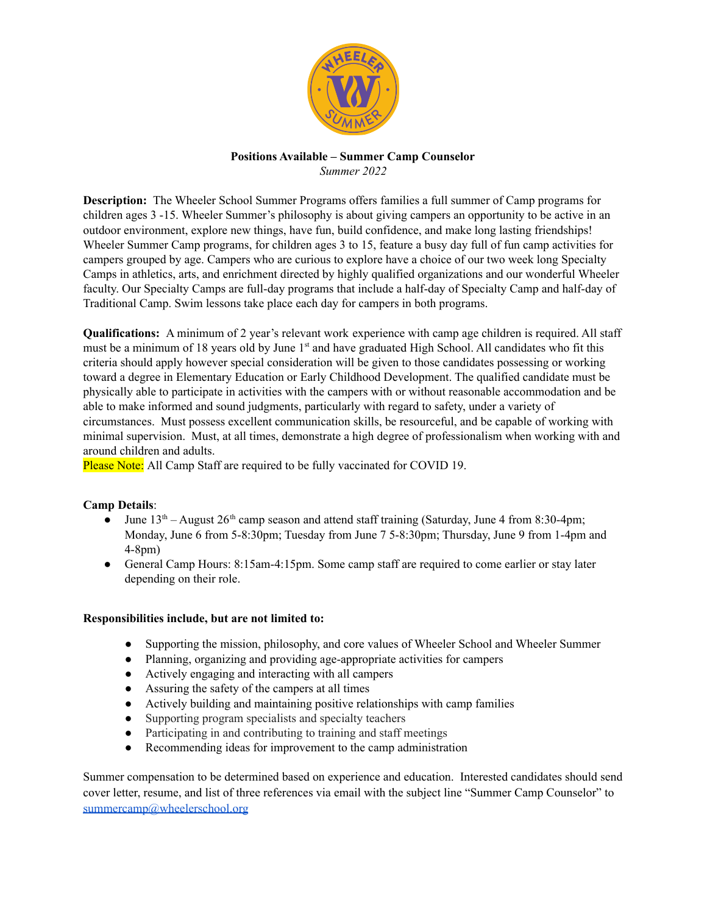**Positions Available – Summer Camp Counselor**

*Summer 2022*

**Description:** The Wheeler School Summer Programs offers families a full summer of Camp programs for children ages 3 -15. Wheeler Summer's philosophy is about giving campers an opportunity to be active in an outdoor environment, explore new things, have fun, build confidence, and make long lasting friendships! Wheeler Summer Camp programs, for children ages 3 to 15, feature a busy day full of fun camp activities for campers grouped by age. Campers who are curious to explore have a choice of our two week long Specialty Camps in athletics, arts, and enrichment directed by highly qualified organizations and our wonderful Wheeler faculty. Our Specialty Camps are full-day programs that include a half-day of Specialty Camp and half-day of Traditional Camp. Swim lessons take place each day for campers in both programs.

**Qualifications:** A minimum of 2 year's relevant work experience with camp age children is required. All staff must be a minimum of 18 years old by June 1st and have graduated High School. All candidates who fit this criteria should apply however special consideration will be given to those candidates possessing or working toward a degree in Elementary Education or Early Childhood Development. The qualified candidate must be physically able to participate in activities with the campers with or without reasonable accommodation and be able to make informed and sound judgments, particularly with regard to safety, under a variety of circumstances. Must possess excellent communication skills, be resourceful, and be capable of working with minimal supervision. Must, at all times, demonstrate a high degree of professionalism when working with and around children and adults.

Please Note: All Camp Staff are required to be fully vaccinated for COVID 19.

**Camp Details**:

- June 13th – August 26th camp season and attend staff training (Saturday, June 4 from 8:30-4pm; Monday, June 6 from 5-8:30pm; Tuesday from June 7 5-8:30pm; Thursday, June 9 from 1-4pm and 4-8pm)
- General Camp Hours: 8:15am-4:15pm. Some camp staff are required to come earlier or stay later depending on their role.

**Responsibilities include, but are not limited to:**

- Supporting the mission, philosophy, and core values of Wheeler School and Wheeler Summer
- Planning, organizing and providing age-appropriate activities for campers
- Actively engaging and interacting with all campers
- Assuring the safety of the campers at all times
- Actively building and maintaining positive relationships with camp families
- Supporting program specialists and specialty teachers
- Participating in and contributing to training and staff meetings
- Recommending ideas for improvement to the camp administration

Summer compensation to be determined based on experience and education. Interested candidates should send cover letter, resume, and list of three references via email with the subject line "Summer Camp Counselor" to summercamp@wheelerschool.org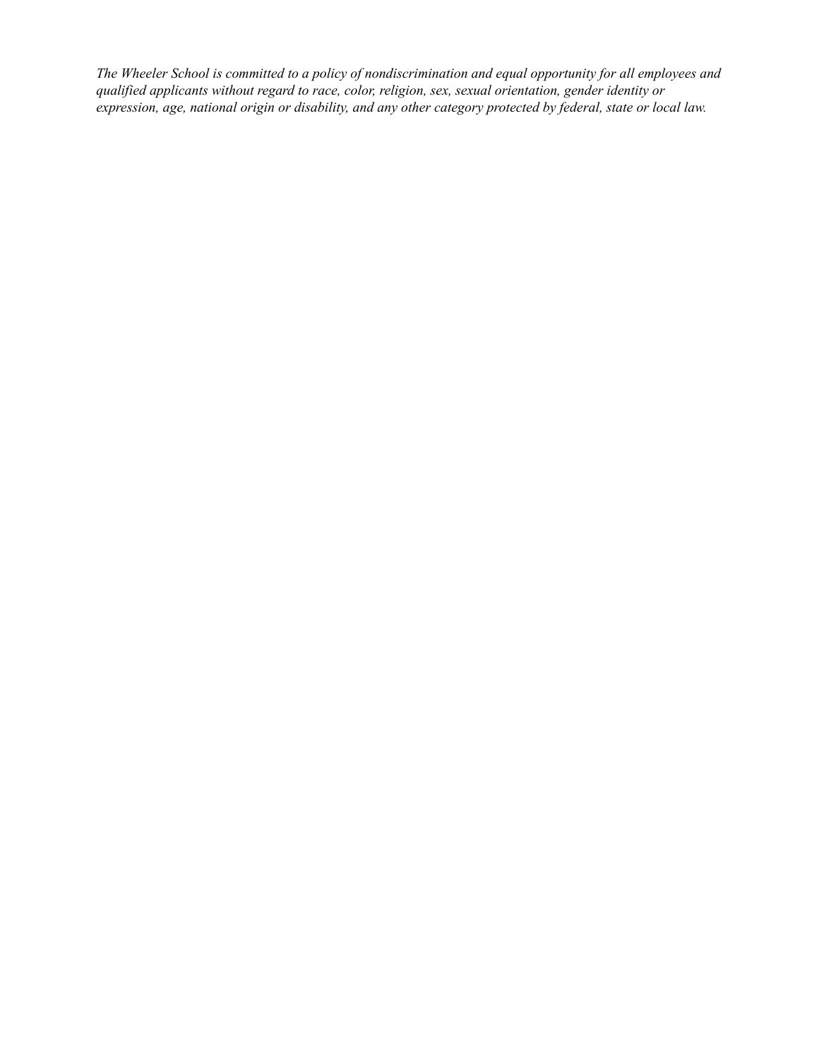*The Wheeler School is committed to a policy of nondiscrimination and equal opportunity for all employees and qualified applicants without regard to race, color, religion, sex, sexual orientation, gender identity or expression, age, national origin or disability, and any other category protected by federal, state or local law.*